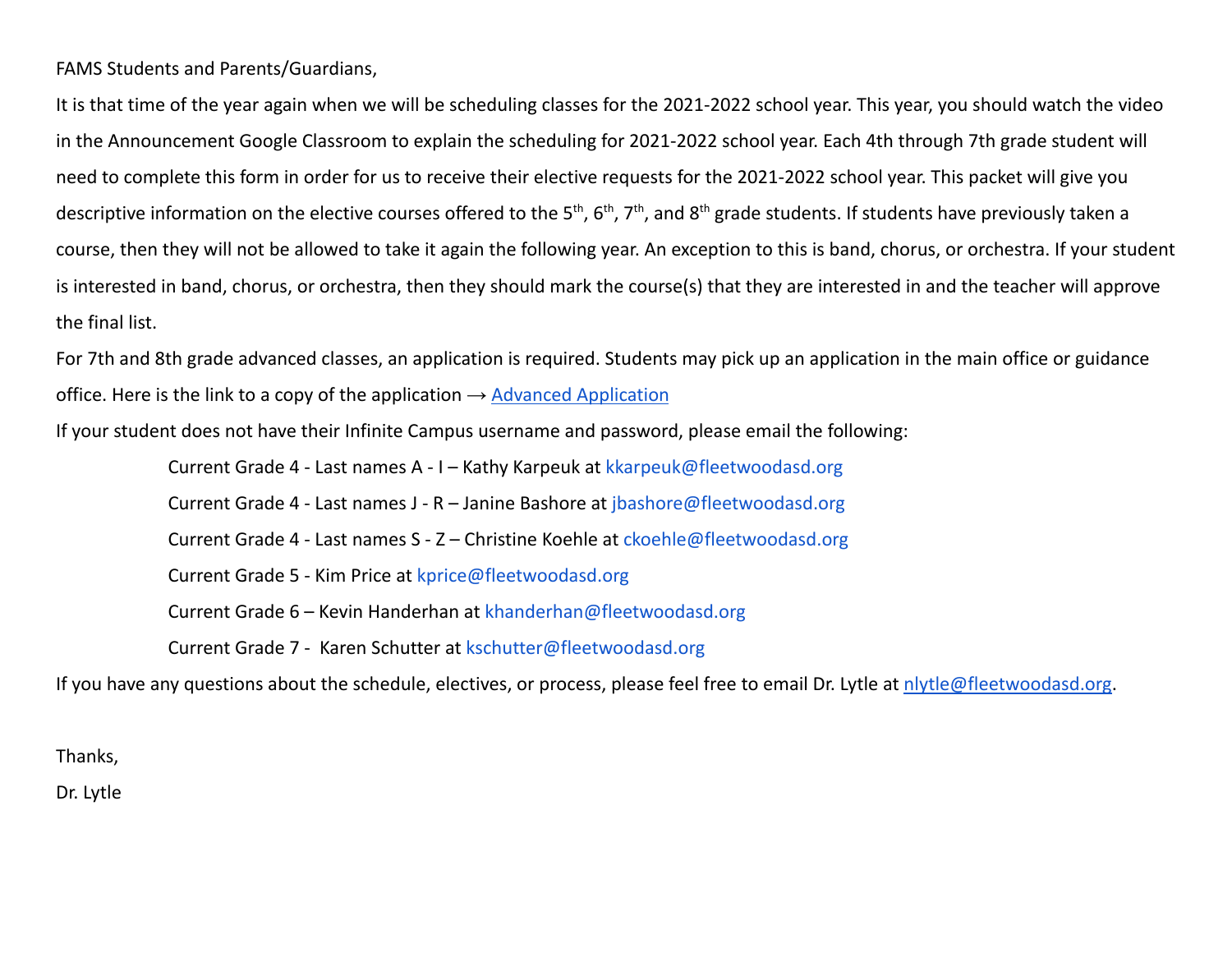FAMS Students and Parents/Guardians,

It is that time of the year again when we will be scheduling classes for the 2021-2022 school year. This year, you should watch the video in the Announcement Google Classroom to explain the scheduling for 2021-2022 school year. Each 4th through 7th grade student will need to complete this form in order for us to receive their elective requests for the 2021-2022 school year. This packet will give you descriptive information on the elective courses offered to the 5th, 6th, 7th, and 8th grade students. If students have previously taken a course, then they will not be allowed to take it again the following year. An exception to this is band, chorus, or orchestra. If your student is interested in band, chorus, or orchestra, then they should mark the course(s) that they are interested in and the teacher will approve the final list.

For 7th and 8th grade advanced classes, an application is required. Students may pick up an application in the main office or guidance office. Here is the link to a copy of the application → [Advanced Application]

If your student does not have their Infinite Campus username and password, please email the following:

- Current Grade 4 - Last names A - I – Kathy Karpeuk at kkarpeuk@fleetwoodasd.org
- Current Grade 4 - Last names J - R – Janine Bashore at jbashore@fleetwoodasd.org
- Current Grade 4 - Last names S - Z – Christine Koehle at ckoehle@fleetwoodasd.org
- Current Grade 5 - Kim Price at kprice@fleetwoodasd.org
- Current Grade 6 – Kevin Handerhan at khanderhan@fleetwoodasd.org
- Current Grade 7 - Karen Schutter at kschutter@fleetwoodasd.org

If you have any questions about the schedule, electives, or process, please feel free to email Dr. Lytle at nlytle@fleetwoodasd.org.

Thanks,

Dr. Lytle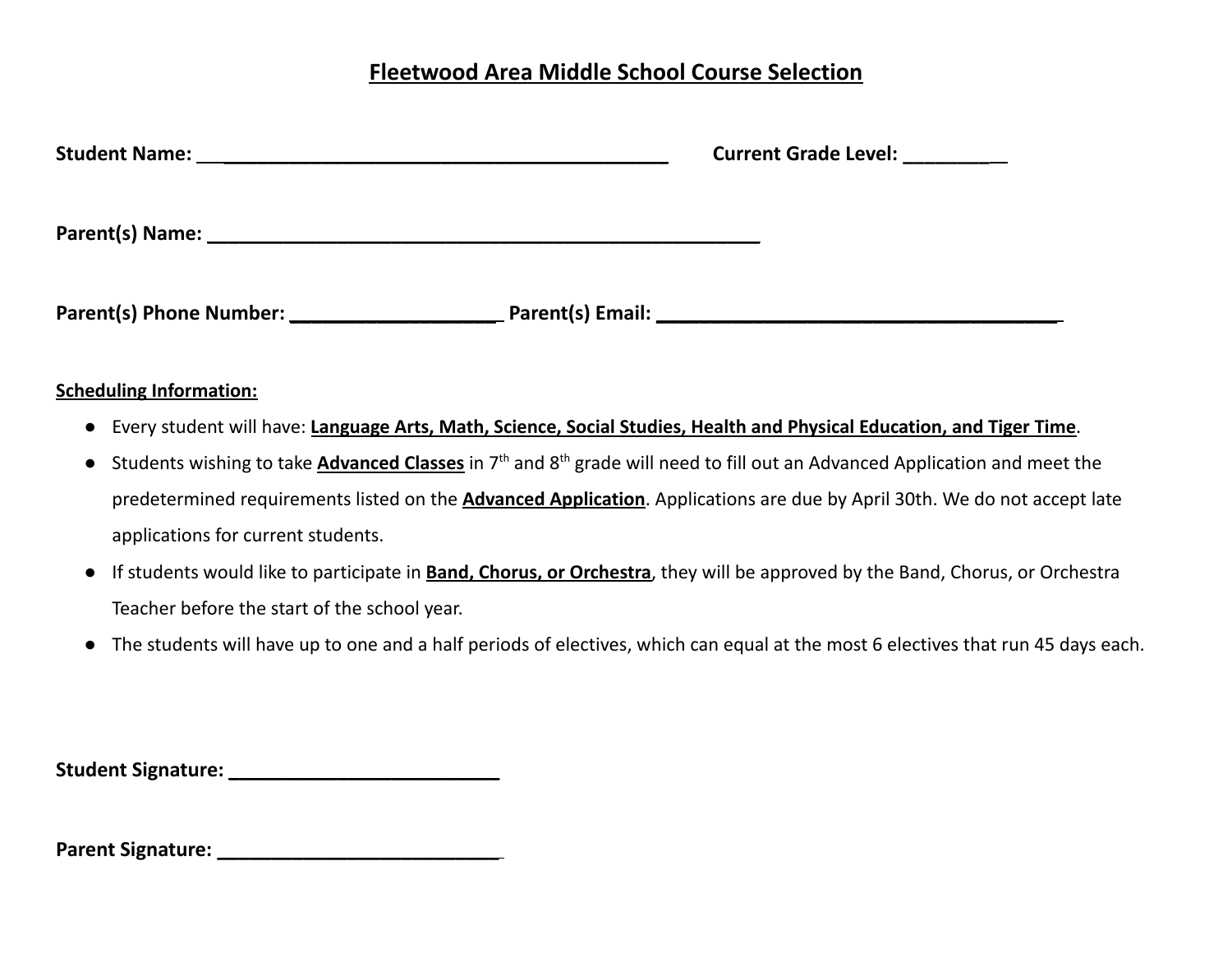# Fleetwood Area Middle School Course Selection

**Student Name:** ______________________________________________ **Current Grade Level:** __________

**Parent(s) Name:** ________________________________________________________

**Parent(s) Phone Number:** _____________________ **Parent(s) Email:** ________________________________________

**Scheduling Information:**

- Every student will have: **Language Arts, Math, Science, Social Studies, Health and Physical Education, and Tiger Time**.
- Students wishing to take **Advanced Classes** in 7th and 8th grade will need to fill out an Advanced Application and meet the predetermined requirements listed on the **Advanced Application**. Applications are due by April 30th. We do not accept late applications for current students.
- If students would like to participate in **Band, Chorus, or Orchestra**, they will be approved by the Band, Chorus, or Orchestra Teacher before the start of the school year.
- The students will have up to one and a half periods of electives, which can equal at the most 6 electives that run 45 days each.

**Student Signature:** ____________________________

**Parent Signature:** _____________________________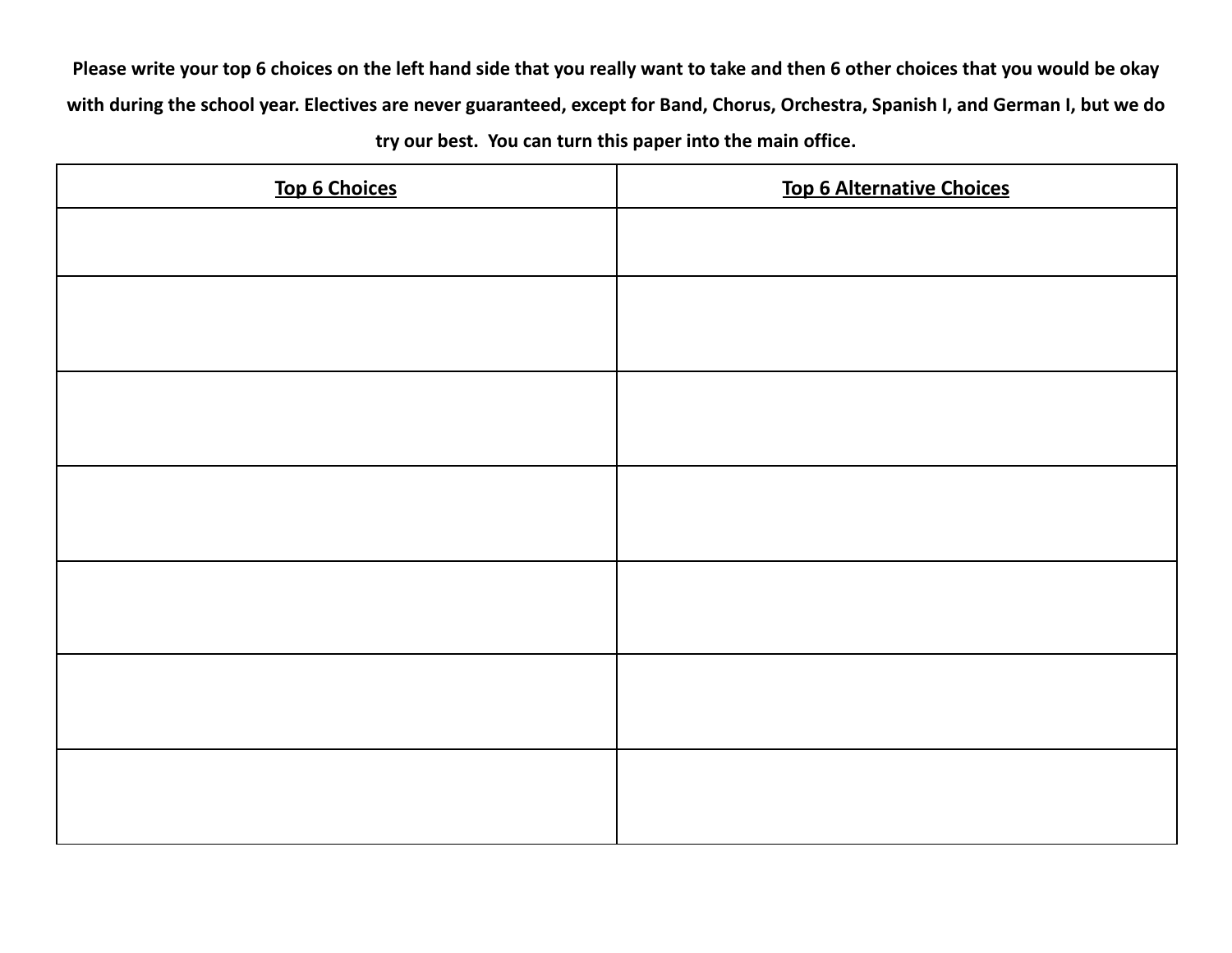**Please write your top 6 choices on the left hand side that you really want to take and then 6 other choices that you would be okay with during the school year. Electives are never guaranteed, except for Band, Chorus, Orchestra, Spanish I, and German I, but we do try our best. You can turn this paper into the main office.**

| Top 6 Choices | Top 6 Alternative Choices |
| --- | --- |
| | |
| | |
| | |
| | |
| | |
| | |
| | |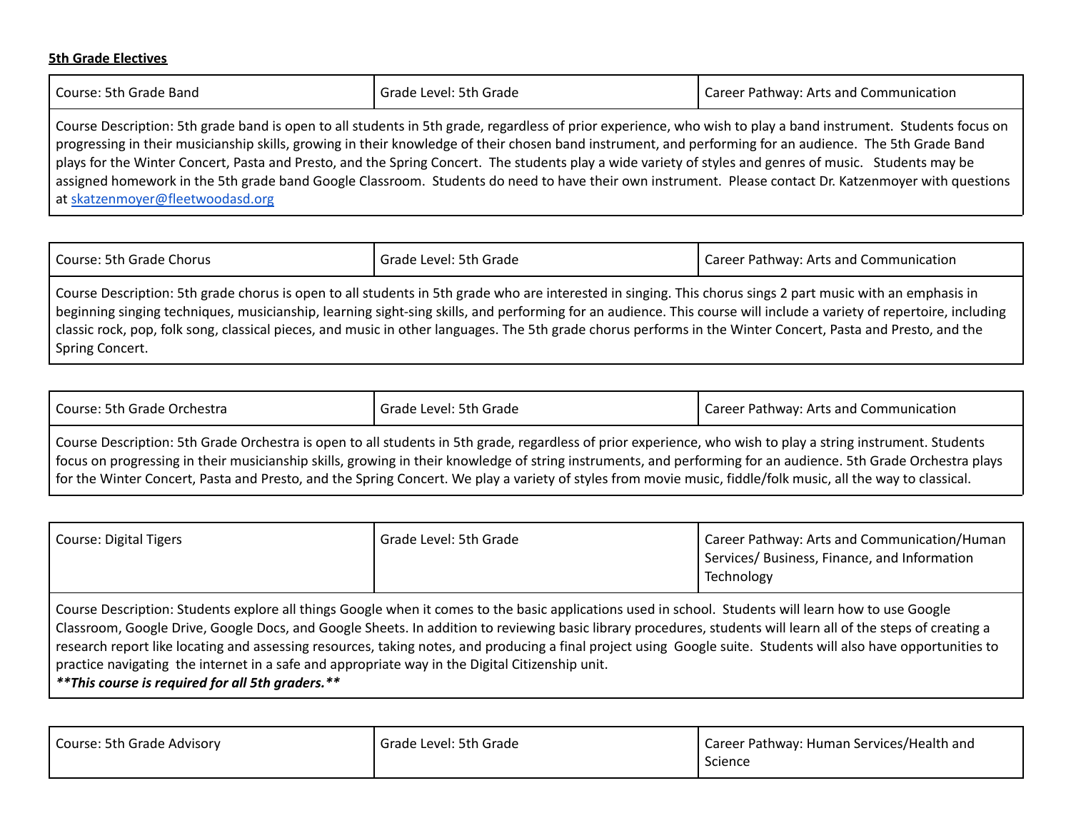**5th Grade Electives**

| Course: 5th Grade Band | Grade Level: 5th Grade | Career Pathway: Arts and Communication |
| --- | --- | --- |
| Course Description: 5th grade band is open to all students in 5th grade, regardless of prior experience, who wish to play a band instrument. Students focus on progressing in their musicianship skills, growing in their knowledge of their chosen band instrument, and performing for an audience. The 5th Grade Band plays for the Winter Concert, Pasta and Presto, and the Spring Concert. The students play a wide variety of styles and genres of music. Students may be assigned homework in the 5th grade band Google Classroom. Students do need to have their own instrument. Please contact Dr. Katzenmoyer with questions at skatzenmoyer@fleetwoodasd.org | | |

| Course: 5th Grade Chorus | Grade Level: 5th Grade | Career Pathway: Arts and Communication |
| --- | --- | --- |
| Course Description: 5th grade chorus is open to all students in 5th grade who are interested in singing. This chorus sings 2 part music with an emphasis in beginning singing techniques, musicianship, learning sight-sing skills, and performing for an audience. This course will include a variety of repertoire, including classic rock, pop, folk song, classical pieces, and music in other languages. The 5th grade chorus performs in the Winter Concert, Pasta and Presto, and the Spring Concert. | | |

| Course: 5th Grade Orchestra | Grade Level: 5th Grade | Career Pathway: Arts and Communication |
| --- | --- | --- |
| Course Description: 5th Grade Orchestra is open to all students in 5th grade, regardless of prior experience, who wish to play a string instrument. Students focus on progressing in their musicianship skills, growing in their knowledge of string instruments, and performing for an audience. 5th Grade Orchestra plays for the Winter Concert, Pasta and Presto, and the Spring Concert. We play a variety of styles from movie music, fiddle/folk music, all the way to classical. | | |

| Course: Digital Tigers | Grade Level: 5th Grade | Career Pathway: Arts and Communication/Human Services/ Business, Finance, and Information Technology |
| --- | --- | --- |
| Course Description: Students explore all things Google when it comes to the basic applications used in school. Students will learn how to use Google Classroom, Google Drive, Google Docs, and Google Sheets. In addition to reviewing basic library procedures, students will learn all of the steps of creating a research report like locating and assessing resources, taking notes, and producing a final project using Google suite. Students will also have opportunities to practice navigating the internet in a safe and appropriate way in the Digital Citizenship unit. ***\*\*This course is required for all 5th graders.\*\**** | | |

| Course: 5th Grade Advisory | Grade Level: 5th Grade | Career Pathway: Human Services/Health and Science |
| --- | --- | --- |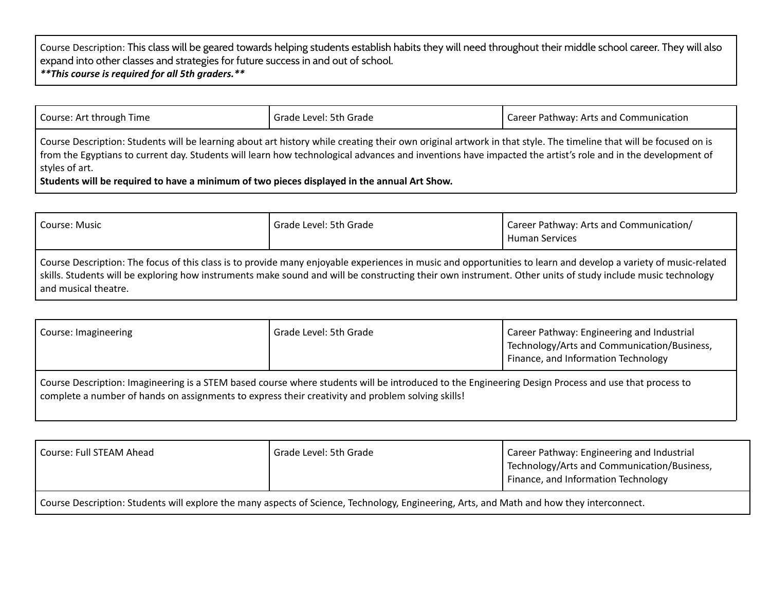| Course Description: This class will be geared towards helping students establish habits they will need throughout their middle school career. They will also expand into other classes and strategies for future success in and out of school.<br>***This course is required for all 5th graders.*** |
|---|

| Course: Art through Time | Grade Level: 5th Grade | Career Pathway: Arts and Communication |
|---|---|---|
| Course Description: Students will be learning about art history while creating their own original artwork in that style. The timeline that will be focused on is from the Egyptians to current day. Students will learn how technological advances and inventions have impacted the artist's role and in the development of styles of art.<br>**Students will be required to have a minimum of two pieces displayed in the annual Art Show.** | | |

| Course: Music | Grade Level: 5th Grade | Career Pathway: Arts and Communication/ Human Services |
|---|---|---|
| Course Description: The focus of this class is to provide many enjoyable experiences in music and opportunities to learn and develop a variety of music-related skills. Students will be exploring how instruments make sound and will be constructing their own instrument. Other units of study include music technology and musical theatre. | | |

| Course: Imagineering | Grade Level: 5th Grade | Career Pathway: Engineering and Industrial Technology/Arts and Communication/Business, Finance, and Information Technology |
|---|---|---|
| Course Description: Imagineering is a STEM based course where students will be introduced to the Engineering Design Process and use that process to complete a number of hands on assignments to express their creativity and problem solving skills! | | |

| Course: Full STEAM Ahead | Grade Level: 5th Grade | Career Pathway: Engineering and Industrial Technology/Arts and Communication/Business, Finance, and Information Technology |
|---|---|---|
| Course Description: Students will explore the many aspects of Science, Technology, Engineering, Arts, and Math and how they interconnect. | | |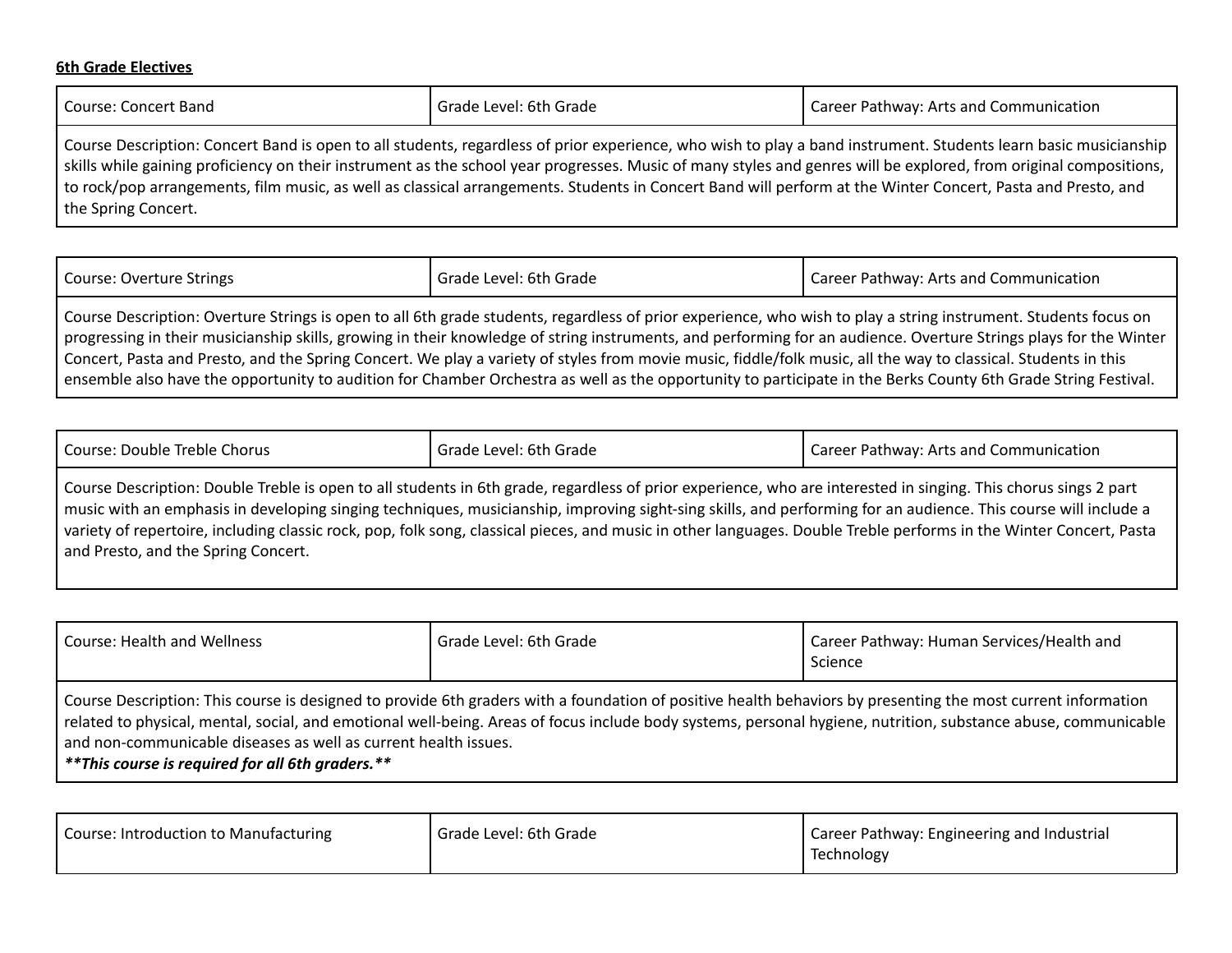**6th Grade Electives**

| Course: Concert Band | Grade Level: 6th Grade | Career Pathway: Arts and Communication |
|---|---|---|
| Course Description: Concert Band is open to all students, regardless of prior experience, who wish to play a band instrument. Students learn basic musicianship skills while gaining proficiency on their instrument as the school year progresses. Music of many styles and genres will be explored, from original compositions, to rock/pop arrangements, film music, as well as classical arrangements. Students in Concert Band will perform at the Winter Concert, Pasta and Presto, and the Spring Concert. | | |

| Course: Overture Strings | Grade Level: 6th Grade | Career Pathway: Arts and Communication |
|---|---|---|
| Course Description: Overture Strings is open to all 6th grade students, regardless of prior experience, who wish to play a string instrument. Students focus on progressing in their musicianship skills, growing in their knowledge of string instruments, and performing for an audience. Overture Strings plays for the Winter Concert, Pasta and Presto, and the Spring Concert. We play a variety of styles from movie music, fiddle/folk music, all the way to classical. Students in this ensemble also have the opportunity to audition for Chamber Orchestra as well as the opportunity to participate in the Berks County 6th Grade String Festival. | | |

| Course: Double Treble Chorus | Grade Level: 6th Grade | Career Pathway: Arts and Communication |
|---|---|---|
| Course Description: Double Treble is open to all students in 6th grade, regardless of prior experience, who are interested in singing. This chorus sings 2 part music with an emphasis in developing singing techniques, musicianship, improving sight-sing skills, and performing for an audience. This course will include a variety of repertoire, including classic rock, pop, folk song, classical pieces, and music in other languages. Double Treble performs in the Winter Concert, Pasta and Presto, and the Spring Concert. | | |

| Course: Health and Wellness | Grade Level: 6th Grade | Career Pathway: Human Services/Health and Science |
|---|---|---|
| Course Description: This course is designed to provide 6th graders with a foundation of positive health behaviors by presenting the most current information related to physical, mental, social, and emotional well-being. Areas of focus include body systems, personal hygiene, nutrition, substance abuse, communicable and non-communicable diseases as well as current health issues. ***\*\*This course is required for all 6th graders.\*\**** | | |

| Course: Introduction to Manufacturing | Grade Level: 6th Grade | Career Pathway: Engineering and Industrial Technology |
|---|---|---|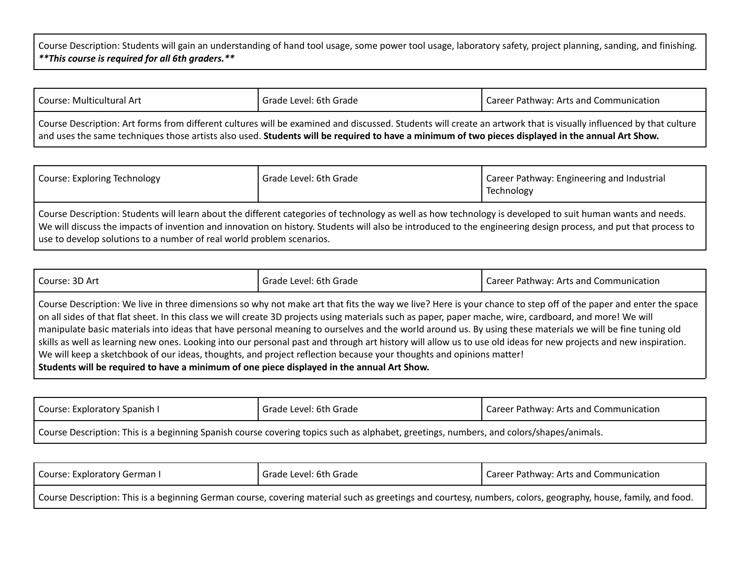| Course Description: Students will gain an understanding of hand tool usage, some power tool usage, laboratory safety, project planning, sanding, and finishing. ***\*\*This course is required for all 6th graders.\*\**** | | |
|---|---|---|

| Course: Multicultural Art | Grade Level: 6th Grade | Career Pathway: Arts and Communication |
|---|---|---|
| Course Description: Art forms from different cultures will be examined and discussed. Students will create an artwork that is visually influenced by that culture and uses the same techniques those artists also used. **Students will be required to have a minimum of two pieces displayed in the annual Art Show.** | | |

| Course: Exploring Technology | Grade Level: 6th Grade | Career Pathway: Engineering and Industrial Technology |
|---|---|---|
| Course Description: Students will learn about the different categories of technology as well as how technology is developed to suit human wants and needs. We will discuss the impacts of invention and innovation on history. Students will also be introduced to the engineering design process, and put that process to use to develop solutions to a number of real world problem scenarios. | | |

| Course: 3D Art | Grade Level: 6th Grade | Career Pathway: Arts and Communication |
|---|---|---|
| Course Description: We live in three dimensions so why not make art that fits the way we live? Here is your chance to step off of the paper and enter the space on all sides of that flat sheet. In this class we will create 3D projects using materials such as paper, paper mache, wire, cardboard, and more! We will manipulate basic materials into ideas that have personal meaning to ourselves and the world around us. By using these materials we will be fine tuning old skills as well as learning new ones. Looking into our personal past and through art history will allow us to use old ideas for new projects and new inspiration. We will keep a sketchbook of our ideas, thoughts, and project reflection because your thoughts and opinions matter! **Students will be required to have a minimum of one piece displayed in the annual Art Show.** | | |

| Course: Exploratory Spanish I | Grade Level: 6th Grade | Career Pathway: Arts and Communication |
|---|---|---|
| Course Description: This is a beginning Spanish course covering topics such as alphabet, greetings, numbers, and colors/shapes/animals. | | |

| Course: Exploratory German I | Grade Level: 6th Grade | Career Pathway: Arts and Communication |
|---|---|---|
| Course Description: This is a beginning German course, covering material such as greetings and courtesy, numbers, colors, geography, house, family, and food. | | |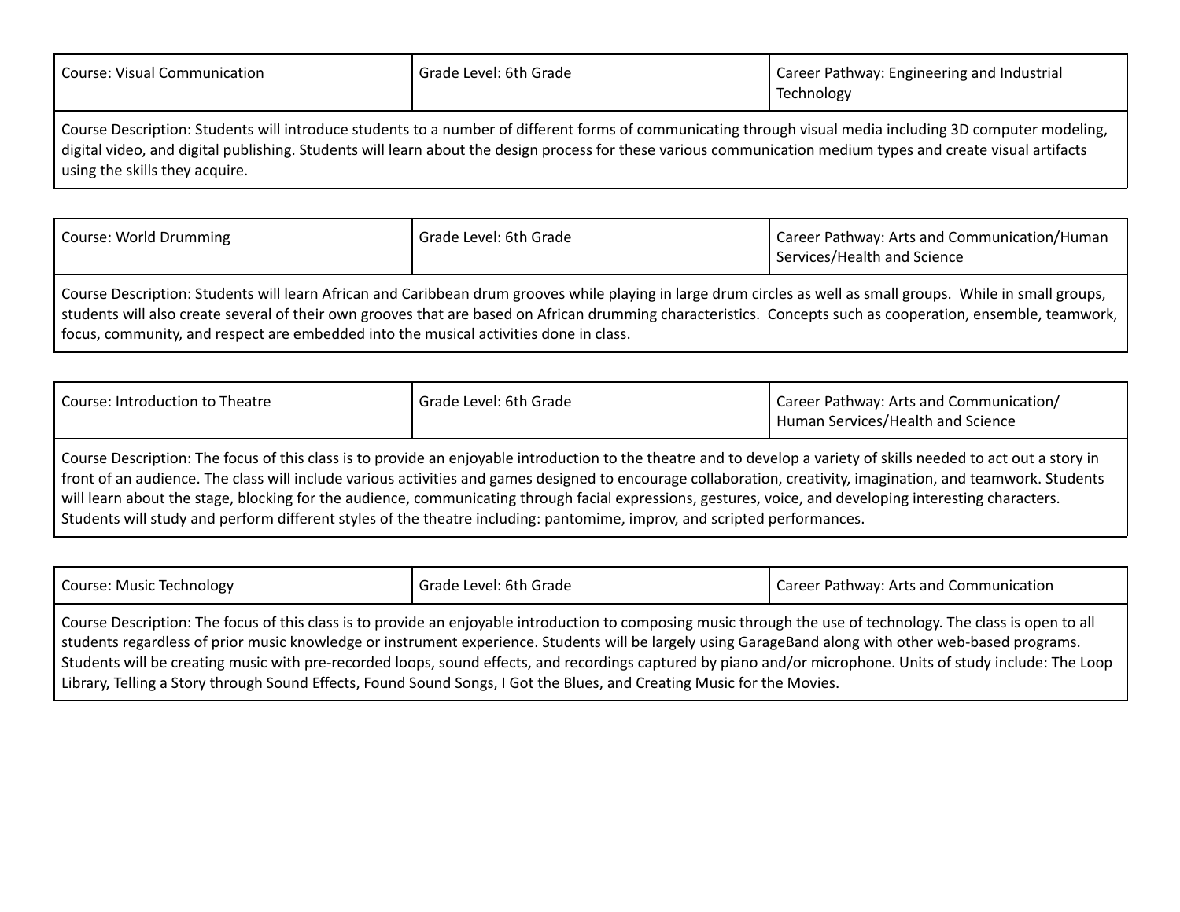| Course: Visual Communication | Grade Level: 6th Grade | Career Pathway: Engineering and Industrial Technology |
|---|---|---|
| Course Description: Students will introduce students to a number of different forms of communicating through visual media including 3D computer modeling, digital video, and digital publishing. Students will learn about the design process for these various communication medium types and create visual artifacts using the skills they acquire. | | |

| Course: World Drumming | Grade Level: 6th Grade | Career Pathway: Arts and Communication/Human Services/Health and Science |
|---|---|---|
| Course Description: Students will learn African and Caribbean drum grooves while playing in large drum circles as well as small groups. While in small groups, students will also create several of their own grooves that are based on African drumming characteristics. Concepts such as cooperation, ensemble, teamwork, focus, community, and respect are embedded into the musical activities done in class. | | |

| Course: Introduction to Theatre | Grade Level: 6th Grade | Career Pathway: Arts and Communication/ Human Services/Health and Science |
|---|---|---|
| Course Description: The focus of this class is to provide an enjoyable introduction to the theatre and to develop a variety of skills needed to act out a story in front of an audience. The class will include various activities and games designed to encourage collaboration, creativity, imagination, and teamwork. Students will learn about the stage, blocking for the audience, communicating through facial expressions, gestures, voice, and developing interesting characters. Students will study and perform different styles of the theatre including: pantomime, improv, and scripted performances. | | |

| Course: Music Technology | Grade Level: 6th Grade | Career Pathway: Arts and Communication |
|---|---|---|
| Course Description: The focus of this class is to provide an enjoyable introduction to composing music through the use of technology. The class is open to all students regardless of prior music knowledge or instrument experience. Students will be largely using GarageBand along with other web-based programs. Students will be creating music with pre-recorded loops, sound effects, and recordings captured by piano and/or microphone. Units of study include: The Loop Library, Telling a Story through Sound Effects, Found Sound Songs, I Got the Blues, and Creating Music for the Movies. | | |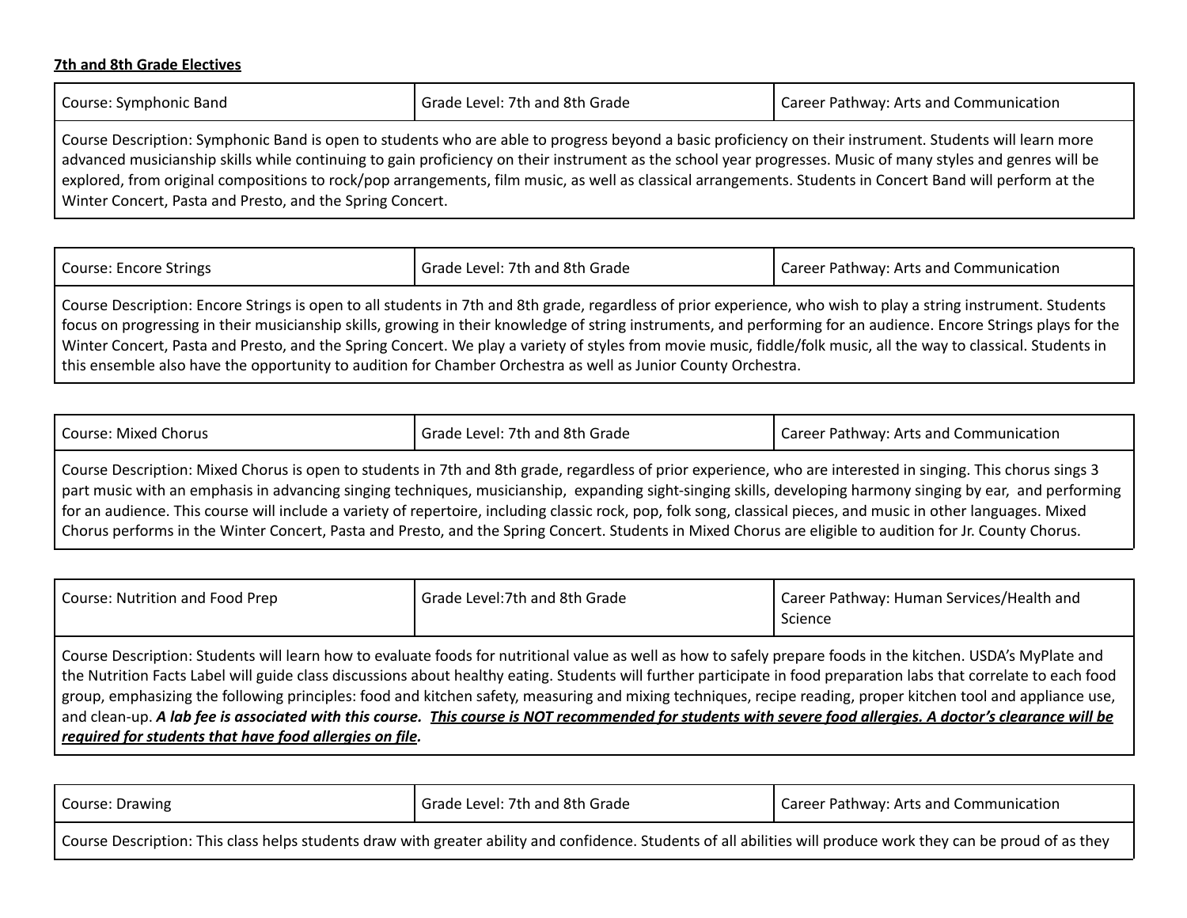**7th and 8th Grade Electives**

| Course: Symphonic Band | Grade Level: 7th and 8th Grade | Career Pathway: Arts and Communication |
|---|---|---|
| Course Description: Symphonic Band is open to students who are able to progress beyond a basic proficiency on their instrument. Students will learn more advanced musicianship skills while continuing to gain proficiency on their instrument as the school year progresses. Music of many styles and genres will be explored, from original compositions to rock/pop arrangements, film music, as well as classical arrangements. Students in Concert Band will perform at the Winter Concert, Pasta and Presto, and the Spring Concert. | | |

| Course: Encore Strings | Grade Level: 7th and 8th Grade | Career Pathway: Arts and Communication |
|---|---|---|
| Course Description: Encore Strings is open to all students in 7th and 8th grade, regardless of prior experience, who wish to play a string instrument. Students focus on progressing in their musicianship skills, growing in their knowledge of string instruments, and performing for an audience. Encore Strings plays for the Winter Concert, Pasta and Presto, and the Spring Concert. We play a variety of styles from movie music, fiddle/folk music, all the way to classical. Students in this ensemble also have the opportunity to audition for Chamber Orchestra as well as Junior County Orchestra. | | |

| Course: Mixed Chorus | Grade Level: 7th and 8th Grade | Career Pathway: Arts and Communication |
|---|---|---|
| Course Description: Mixed Chorus is open to students in 7th and 8th grade, regardless of prior experience, who are interested in singing. This chorus sings 3 part music with an emphasis in advancing singing techniques, musicianship, expanding sight-singing skills, developing harmony singing by ear, and performing for an audience. This course will include a variety of repertoire, including classic rock, pop, folk song, classical pieces, and music in other languages. Mixed Chorus performs in the Winter Concert, Pasta and Presto, and the Spring Concert. Students in Mixed Chorus are eligible to audition for Jr. County Chorus. | | |

| Course: Nutrition and Food Prep | Grade Level:7th and 8th Grade | Career Pathway: Human Services/Health and Science |
|---|---|---|
| Course Description: Students will learn how to evaluate foods for nutritional value as well as how to safely prepare foods in the kitchen. USDA's MyPlate and the Nutrition Facts Label will guide class discussions about healthy eating. Students will further participate in food preparation labs that correlate to each food group, emphasizing the following principles: food and kitchen safety, measuring and mixing techniques, recipe reading, proper kitchen tool and appliance use, and clean-up. ***A lab fee is associated with this course. <u>This course is NOT recommended for students with severe food allergies. A doctor's clearance will be required for students that have food allergies on file</u>.*** | | |

| Course: Drawing | Grade Level: 7th and 8th Grade | Career Pathway: Arts and Communication |
|---|---|---|
| Course Description: This class helps students draw with greater ability and confidence. Students of all abilities will produce work they can be proud of as they | | |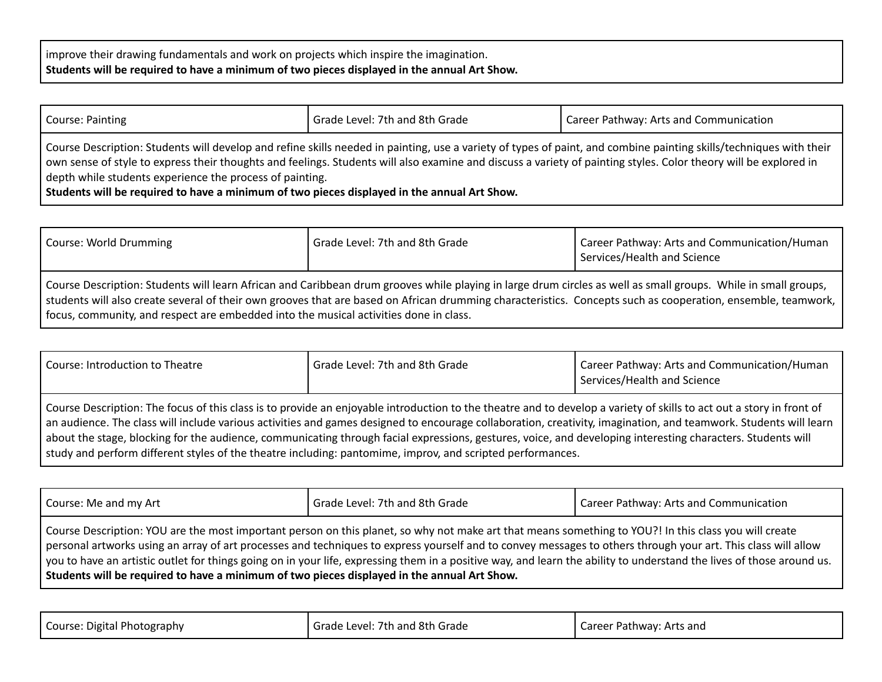improve their drawing fundamentals and work on projects which inspire the imagination.
**Students will be required to have a minimum of two pieces displayed in the annual Art Show.**

| Course: Painting | Grade Level: 7th and 8th Grade | Career Pathway: Arts and Communication |
| --- | --- | --- |
| Course Description: Students will develop and refine skills needed in painting, use a variety of types of paint, and combine painting skills/techniques with their own sense of style to express their thoughts and feelings. Students will also examine and discuss a variety of painting styles. Color theory will be explored in depth while students experience the process of painting. **Students will be required to have a minimum of two pieces displayed in the annual Art Show.** | | |

| Course: World Drumming | Grade Level: 7th and 8th Grade | Career Pathway: Arts and Communication/Human Services/Health and Science |
| --- | --- | --- |
| Course Description: Students will learn African and Caribbean drum grooves while playing in large drum circles as well as small groups. While in small groups, students will also create several of their own grooves that are based on African drumming characteristics. Concepts such as cooperation, ensemble, teamwork, focus, community, and respect are embedded into the musical activities done in class. | | |

| Course: Introduction to Theatre | Grade Level: 7th and 8th Grade | Career Pathway: Arts and Communication/Human Services/Health and Science |
| --- | --- | --- |
| Course Description: The focus of this class is to provide an enjoyable introduction to the theatre and to develop a variety of skills to act out a story in front of an audience. The class will include various activities and games designed to encourage collaboration, creativity, imagination, and teamwork. Students will learn about the stage, blocking for the audience, communicating through facial expressions, gestures, voice, and developing interesting characters. Students will study and perform different styles of the theatre including: pantomime, improv, and scripted performances. | | |

| Course: Me and my Art | Grade Level: 7th and 8th Grade | Career Pathway: Arts and Communication |
| --- | --- | --- |
| Course Description: YOU are the most important person on this planet, so why not make art that means something to YOU?! In this class you will create personal artworks using an array of art processes and techniques to express yourself and to convey messages to others through your art. This class will allow you to have an artistic outlet for things going on in your life, expressing them in a positive way, and learn the ability to understand the lives of those around us. **Students will be required to have a minimum of two pieces displayed in the annual Art Show.** | | |

| Course: Digital Photography | Grade Level: 7th and 8th Grade | Career Pathway: Arts and |
| --- | --- | --- |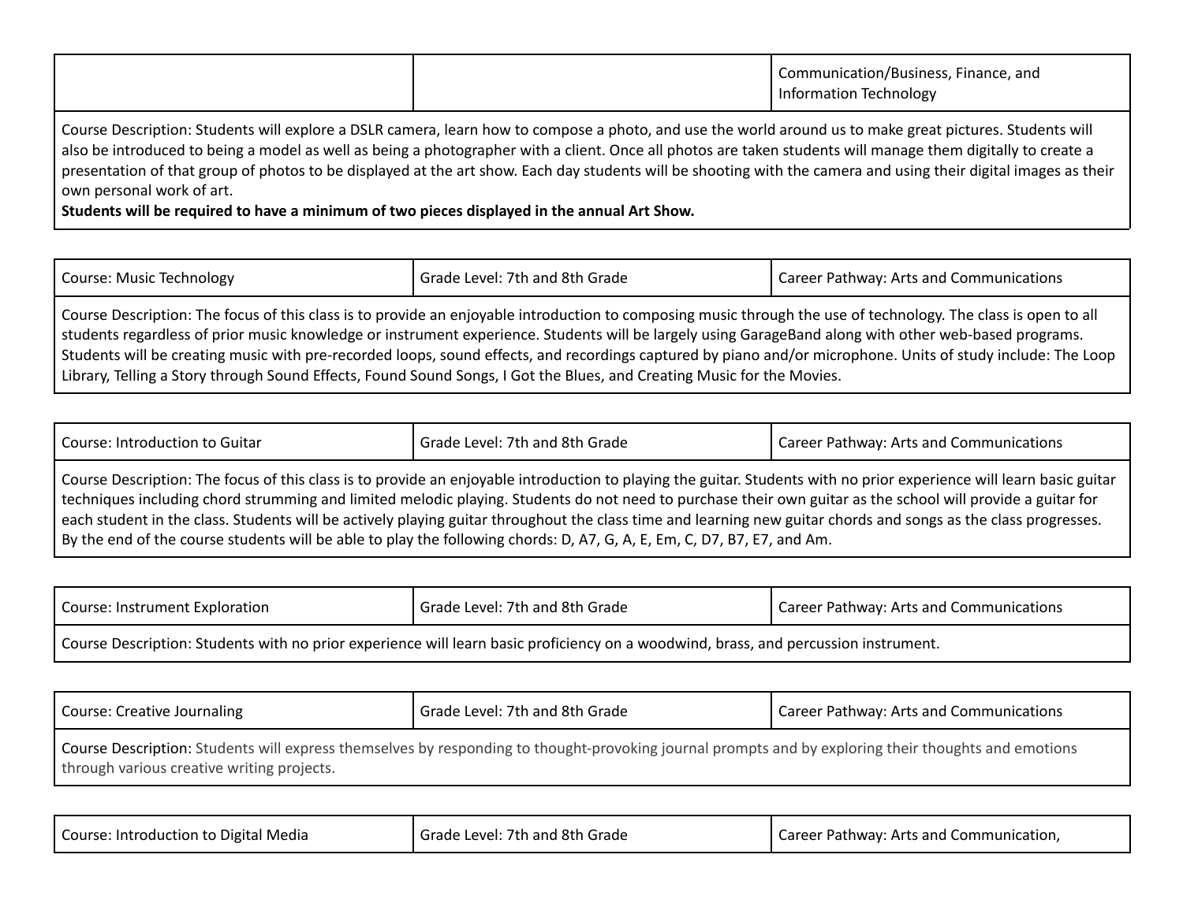| | | |
|---|---|---|
| | | Communication/Business, Finance, and Information Technology |
| Course Description: Students will explore a DSLR camera, learn how to compose a photo, and use the world around us to make great pictures. Students will also be introduced to being a model as well as being a photographer with a client. Once all photos are taken students will manage them digitally to create a presentation of that group of photos to be displayed at the art show. Each day students will be shooting with the camera and using their digital images as their own personal work of art. **Students will be required to have a minimum of two pieces displayed in the annual Art Show.** | | |

| Course: Music Technology | Grade Level: 7th and 8th Grade | Career Pathway: Arts and Communications |
|---|---|---|
| Course Description: The focus of this class is to provide an enjoyable introduction to composing music through the use of technology. The class is open to all students regardless of prior music knowledge or instrument experience. Students will be largely using GarageBand along with other web-based programs. Students will be creating music with pre-recorded loops, sound effects, and recordings captured by piano and/or microphone. Units of study include: The Loop Library, Telling a Story through Sound Effects, Found Sound Songs, I Got the Blues, and Creating Music for the Movies. | | |

| Course: Introduction to Guitar | Grade Level: 7th and 8th Grade | Career Pathway: Arts and Communications |
|---|---|---|
| Course Description: The focus of this class is to provide an enjoyable introduction to playing the guitar. Students with no prior experience will learn basic guitar techniques including chord strumming and limited melodic playing. Students do not need to purchase their own guitar as the school will provide a guitar for each student in the class. Students will be actively playing guitar throughout the class time and learning new guitar chords and songs as the class progresses. By the end of the course students will be able to play the following chords: D, A7, G, A, E, Em, C, D7, B7, E7, and Am. | | |

| Course: Instrument Exploration | Grade Level: 7th and 8th Grade | Career Pathway: Arts and Communications |
|---|---|---|
| Course Description: Students with no prior experience will learn basic proficiency on a woodwind, brass, and percussion instrument. | | |

| Course: Creative Journaling | Grade Level: 7th and 8th Grade | Career Pathway: Arts and Communications |
|---|---|---|
| Course Description: Students will express themselves by responding to thought-provoking journal prompts and by exploring their thoughts and emotions through various creative writing projects. | | |

| Course: Introduction to Digital Media | Grade Level: 7th and 8th Grade | Career Pathway: Arts and Communication, |
|---|---|---|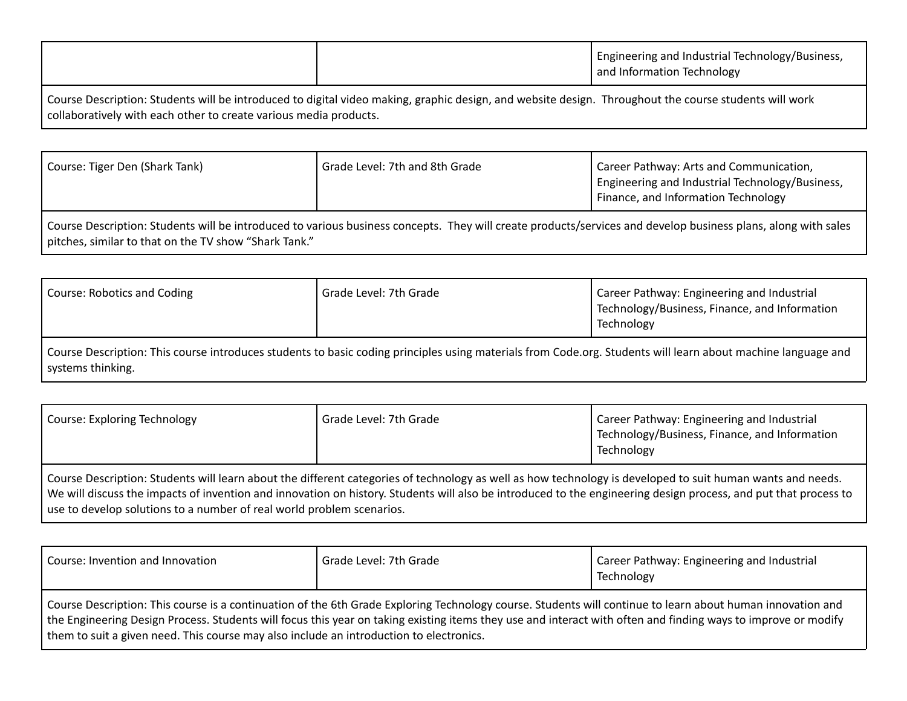| | | Engineering and Industrial Technology/Business, and Information Technology |
|---|---|---|
| Course Description: Students will be introduced to digital video making, graphic design, and website design. Throughout the course students will work collaboratively with each other to create various media products. | | |

| Course: Tiger Den (Shark Tank) | Grade Level: 7th and 8th Grade | Career Pathway: Arts and Communication, Engineering and Industrial Technology/Business, Finance, and Information Technology |
|---|---|---|
| Course Description: Students will be introduced to various business concepts. They will create products/services and develop business plans, along with sales pitches, similar to that on the TV show "Shark Tank." | | |

| Course: Robotics and Coding | Grade Level: 7th Grade | Career Pathway: Engineering and Industrial Technology/Business, Finance, and Information Technology |
|---|---|---|
| Course Description: This course introduces students to basic coding principles using materials from Code.org. Students will learn about machine language and systems thinking. | | |

| Course: Exploring Technology | Grade Level: 7th Grade | Career Pathway: Engineering and Industrial Technology/Business, Finance, and Information Technology |
|---|---|---|
| Course Description: Students will learn about the different categories of technology as well as how technology is developed to suit human wants and needs. We will discuss the impacts of invention and innovation on history. Students will also be introduced to the engineering design process, and put that process to use to develop solutions to a number of real world problem scenarios. | | |

| Course: Invention and Innovation | Grade Level: 7th Grade | Career Pathway: Engineering and Industrial Technology |
|---|---|---|
| Course Description: This course is a continuation of the 6th Grade Exploring Technology course. Students will continue to learn about human innovation and the Engineering Design Process. Students will focus this year on taking existing items they use and interact with often and finding ways to improve or modify them to suit a given need. This course may also include an introduction to electronics. | | |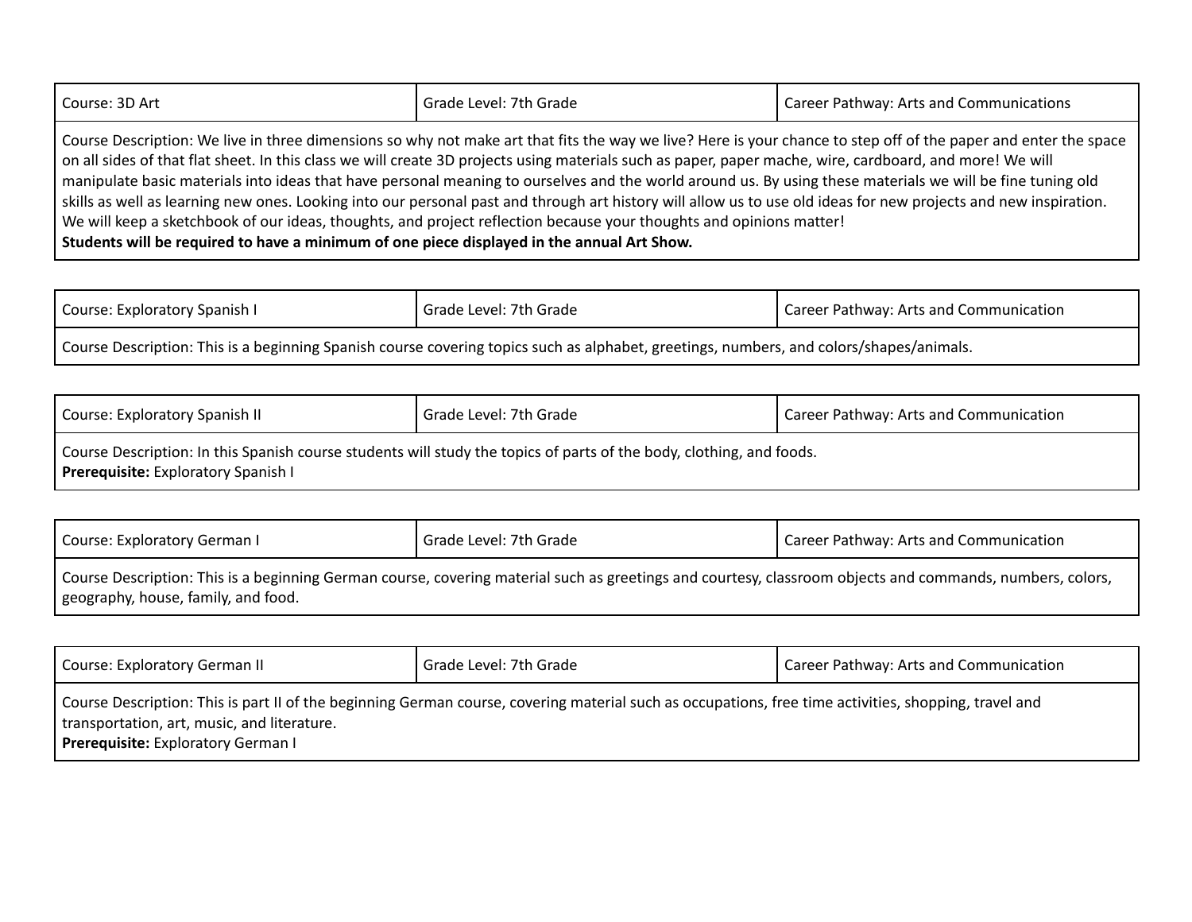| Course: 3D Art | Grade Level: 7th Grade | Career Pathway: Arts and Communications |
|---|---|---|
| Course Description: We live in three dimensions so why not make art that fits the way we live? Here is your chance to step off of the paper and enter the space on all sides of that flat sheet. In this class we will create 3D projects using materials such as paper, paper mache, wire, cardboard, and more! We will manipulate basic materials into ideas that have personal meaning to ourselves and the world around us. By using these materials we will be fine tuning old skills as well as learning new ones. Looking into our personal past and through art history will allow us to use old ideas for new projects and new inspiration. We will keep a sketchbook of our ideas, thoughts, and project reflection because your thoughts and opinions matter! **Students will be required to have a minimum of one piece displayed in the annual Art Show.** | | |

| Course: Exploratory Spanish I | Grade Level: 7th Grade | Career Pathway: Arts and Communication |
|---|---|---|
| Course Description: This is a beginning Spanish course covering topics such as alphabet, greetings, numbers, and colors/shapes/animals. | | |

| Course: Exploratory Spanish II | Grade Level: 7th Grade | Career Pathway: Arts and Communication |
|---|---|---|
| Course Description: In this Spanish course students will study the topics of parts of the body, clothing, and foods. **Prerequisite:** Exploratory Spanish I | | |

| Course: Exploratory German I | Grade Level: 7th Grade | Career Pathway: Arts and Communication |
|---|---|---|
| Course Description: This is a beginning German course, covering material such as greetings and courtesy, classroom objects and commands, numbers, colors, geography, house, family, and food. | | |

| Course: Exploratory German II | Grade Level: 7th Grade | Career Pathway: Arts and Communication |
|---|---|---|
| Course Description: This is part II of the beginning German course, covering material such as occupations, free time activities, shopping, travel and transportation, art, music, and literature. **Prerequisite:** Exploratory German I | | |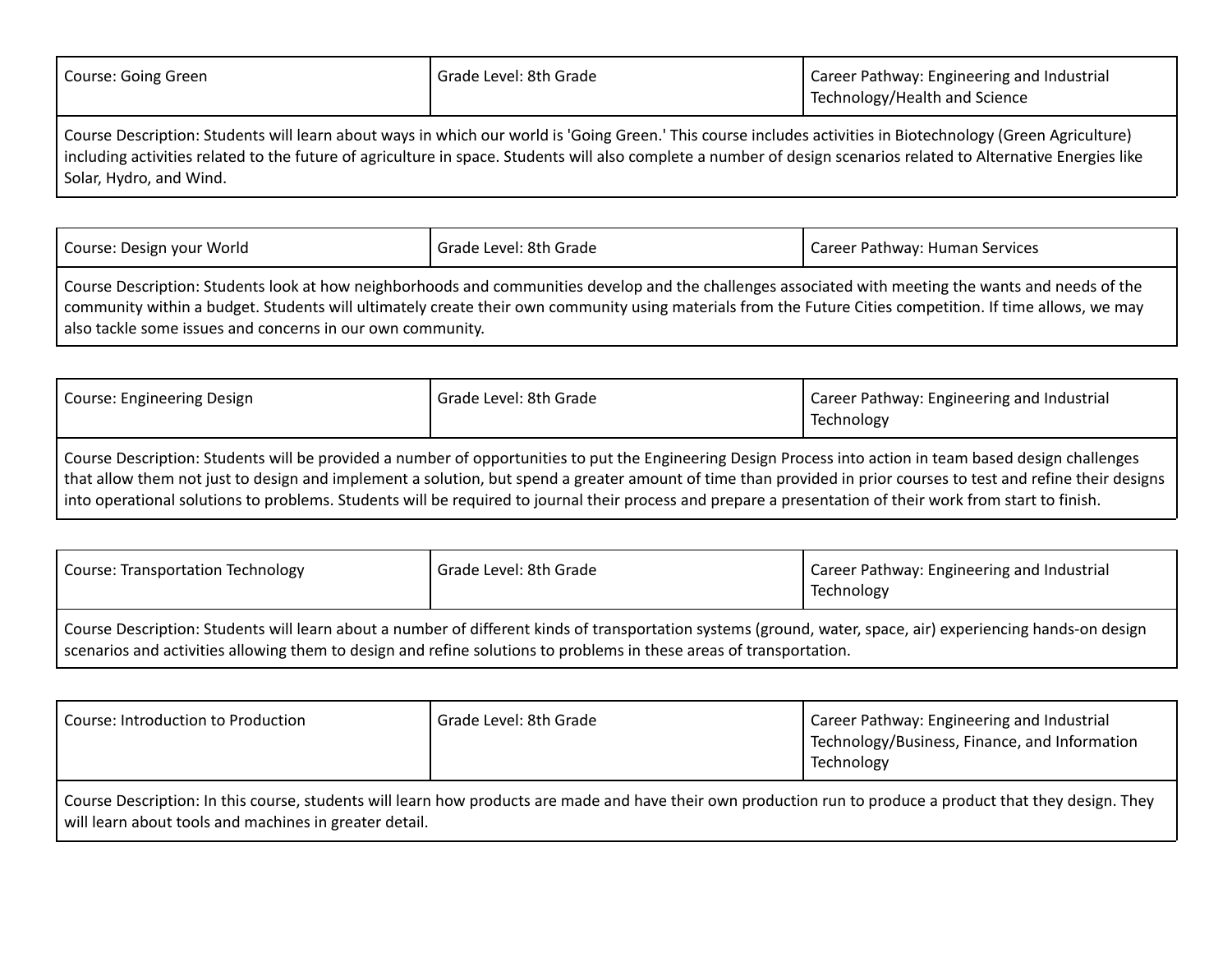| Course: Going Green | Grade Level: 8th Grade | Career Pathway: Engineering and Industrial Technology/Health and Science |
| --- | --- | --- |
| Course Description: Students will learn about ways in which our world is 'Going Green.' This course includes activities in Biotechnology (Green Agriculture) including activities related to the future of agriculture in space. Students will also complete a number of design scenarios related to Alternative Energies like Solar, Hydro, and Wind. | | |

| Course: Design your World | Grade Level: 8th Grade | Career Pathway: Human Services |
| --- | --- | --- |
| Course Description: Students look at how neighborhoods and communities develop and the challenges associated with meeting the wants and needs of the community within a budget. Students will ultimately create their own community using materials from the Future Cities competition. If time allows, we may also tackle some issues and concerns in our own community. | | |

| Course: Engineering Design | Grade Level: 8th Grade | Career Pathway: Engineering and Industrial Technology |
| --- | --- | --- |
| Course Description: Students will be provided a number of opportunities to put the Engineering Design Process into action in team based design challenges that allow them not just to design and implement a solution, but spend a greater amount of time than provided in prior courses to test and refine their designs into operational solutions to problems. Students will be required to journal their process and prepare a presentation of their work from start to finish. | | |

| Course: Transportation Technology | Grade Level: 8th Grade | Career Pathway: Engineering and Industrial Technology |
| --- | --- | --- |
| Course Description: Students will learn about a number of different kinds of transportation systems (ground, water, space, air) experiencing hands-on design scenarios and activities allowing them to design and refine solutions to problems in these areas of transportation. | | |

| Course: Introduction to Production | Grade Level: 8th Grade | Career Pathway: Engineering and Industrial Technology/Business, Finance, and Information Technology |
| --- | --- | --- |
| Course Description: In this course, students will learn how products are made and have their own production run to produce a product that they design. They will learn about tools and machines in greater detail. | | |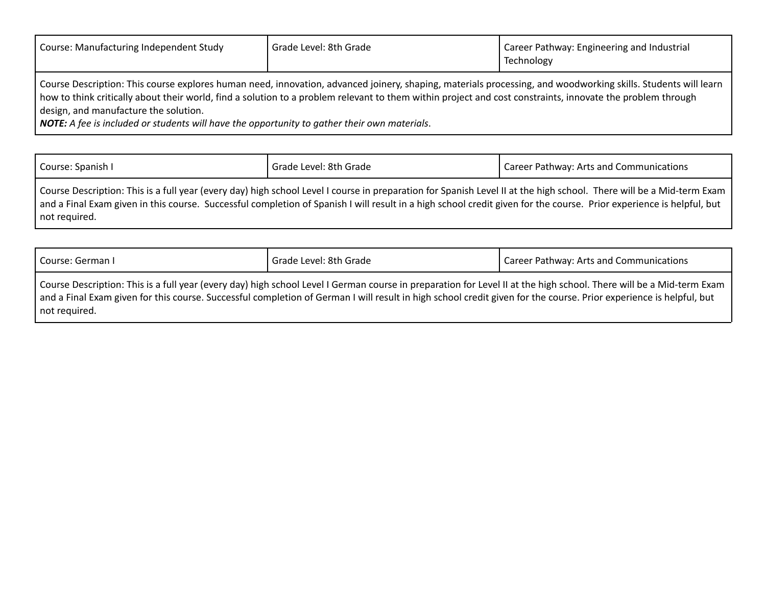| Course: Manufacturing Independent Study | Grade Level: 8th Grade | Career Pathway: Engineering and Industrial Technology |
|---|---|---|
| Course Description: This course explores human need, innovation, advanced joinery, shaping, materials processing, and woodworking skills. Students will learn how to think critically about their world, find a solution to a problem relevant to them within project and cost constraints, innovate the problem through design, and manufacture the solution.<br>***NOTE:*** *A fee is included or students will have the opportunity to gather their own materials*. | | |

| Course: Spanish I | Grade Level: 8th Grade | Career Pathway: Arts and Communications |
|---|---|---|
| Course Description: This is a full year (every day) high school Level I course in preparation for Spanish Level II at the high school. There will be a Mid-term Exam and a Final Exam given in this course. Successful completion of Spanish I will result in a high school credit given for the course. Prior experience is helpful, but not required. | | |

| Course: German I | Grade Level: 8th Grade | Career Pathway: Arts and Communications |
|---|---|---|
| Course Description: This is a full year (every day) high school Level I German course in preparation for Level II at the high school. There will be a Mid-term Exam and a Final Exam given for this course. Successful completion of German I will result in high school credit given for the course. Prior experience is helpful, but not required. | | |